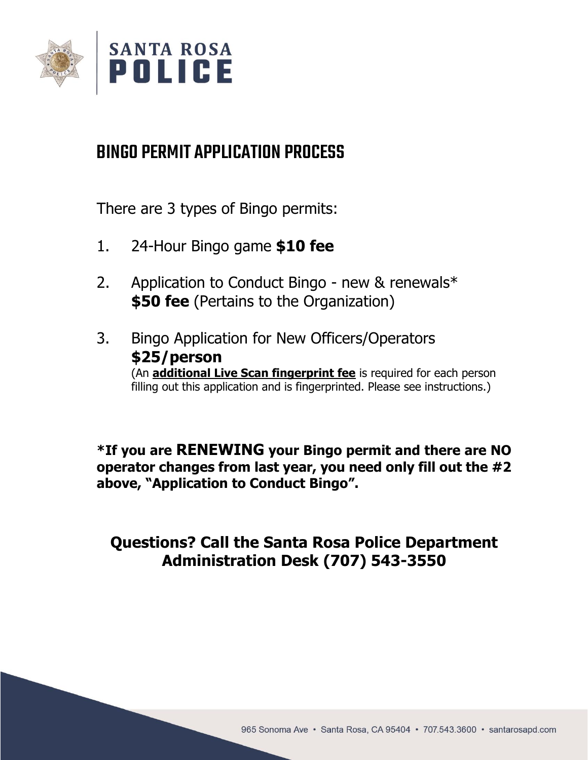SANTA ROSA
POLICE

# BINGO PERMIT APPLICATION PROCESS

There are 3 types of Bingo permits:

1. 24-Hour Bingo game **$10 fee**

2. Application to Conduct Bingo - new & renewals*
   **$50 fee** (Pertains to the Organization)

3. Bingo Application for New Officers/Operators
   **$25/person**
   (An **additional Live Scan fingerprint fee** is required for each person filling out this application and is fingerprinted. Please see instructions.)

**\*If you are RENEWING your Bingo permit and there are NO operator changes from last year, you need only fill out the #2 above, "Application to Conduct Bingo".**

**Questions? Call the Santa Rosa Police Department Administration Desk (707) 543-3550**

965 Sonoma Ave • Santa Rosa, CA 95404 • 707.543.3600 • santarosapd.com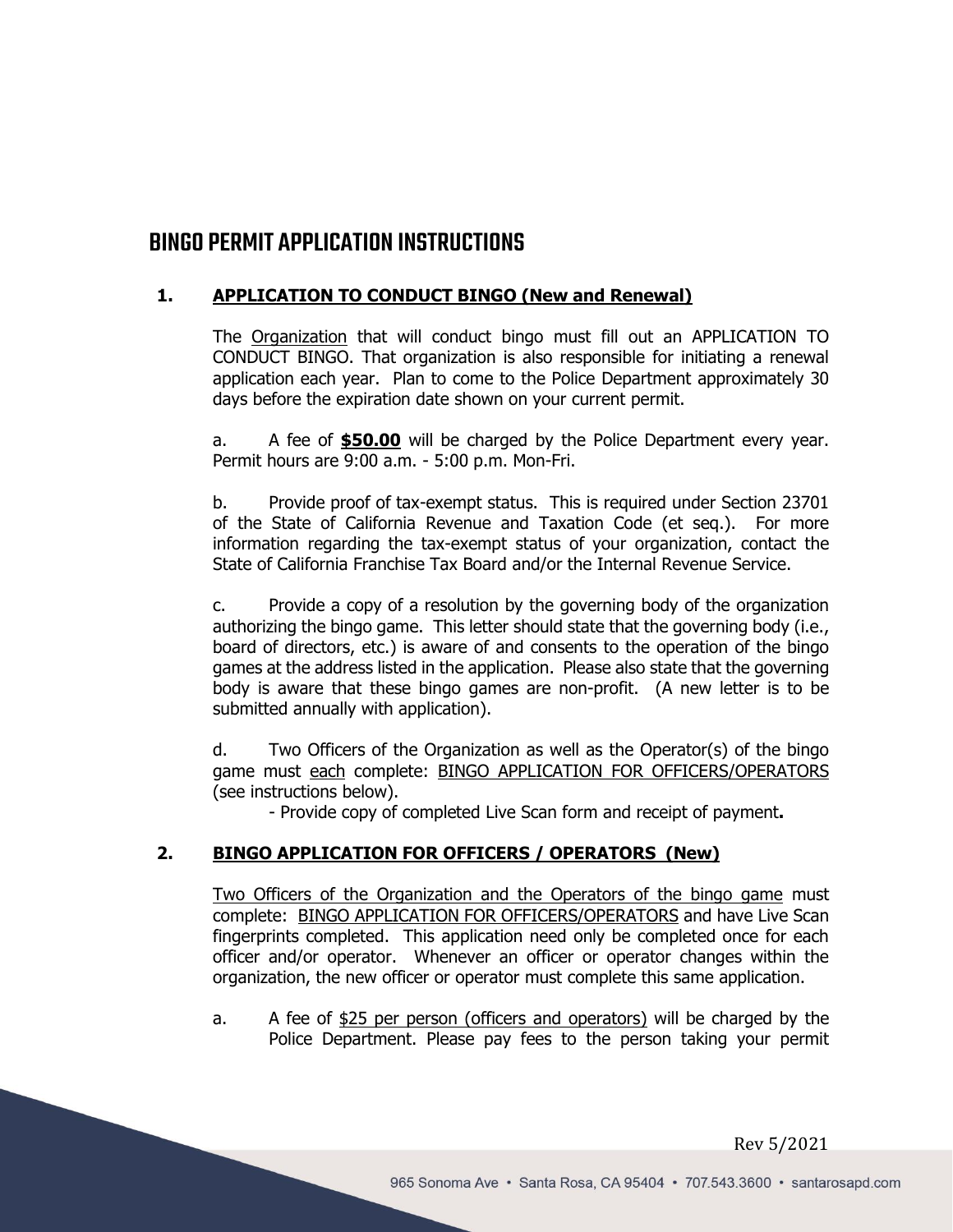# BINGO PERMIT APPLICATION INSTRUCTIONS

## 1. APPLICATION TO CONDUCT BINGO (New and Renewal)

The Organization that will conduct bingo must fill out an APPLICATION TO CONDUCT BINGO. That organization is also responsible for initiating a renewal application each year. Plan to come to the Police Department approximately 30 days before the expiration date shown on your current permit.

a. A fee of **$50.00** will be charged by the Police Department every year. Permit hours are 9:00 a.m. - 5:00 p.m. Mon-Fri.

b. Provide proof of tax-exempt status. This is required under Section 23701 of the State of California Revenue and Taxation Code (et seq.). For more information regarding the tax-exempt status of your organization, contact the State of California Franchise Tax Board and/or the Internal Revenue Service.

c. Provide a copy of a resolution by the governing body of the organization authorizing the bingo game. This letter should state that the governing body (i.e., board of directors, etc.) is aware of and consents to the operation of the bingo games at the address listed in the application. Please also state that the governing body is aware that these bingo games are non-profit. (A new letter is to be submitted annually with application).

d. Two Officers of the Organization as well as the Operator(s) of the bingo game must each complete: BINGO APPLICATION FOR OFFICERS/OPERATORS (see instructions below).

- Provide copy of completed Live Scan form and receipt of payment.

## 2. BINGO APPLICATION FOR OFFICERS / OPERATORS (New)

Two Officers of the Organization and the Operators of the bingo game must complete: BINGO APPLICATION FOR OFFICERS/OPERATORS and have Live Scan fingerprints completed. This application need only be completed once for each officer and/or operator. Whenever an officer or operator changes within the organization, the new officer or operator must complete this same application.

a. A fee of $25 per person (officers and operators) will be charged by the Police Department. Please pay fees to the person taking your permit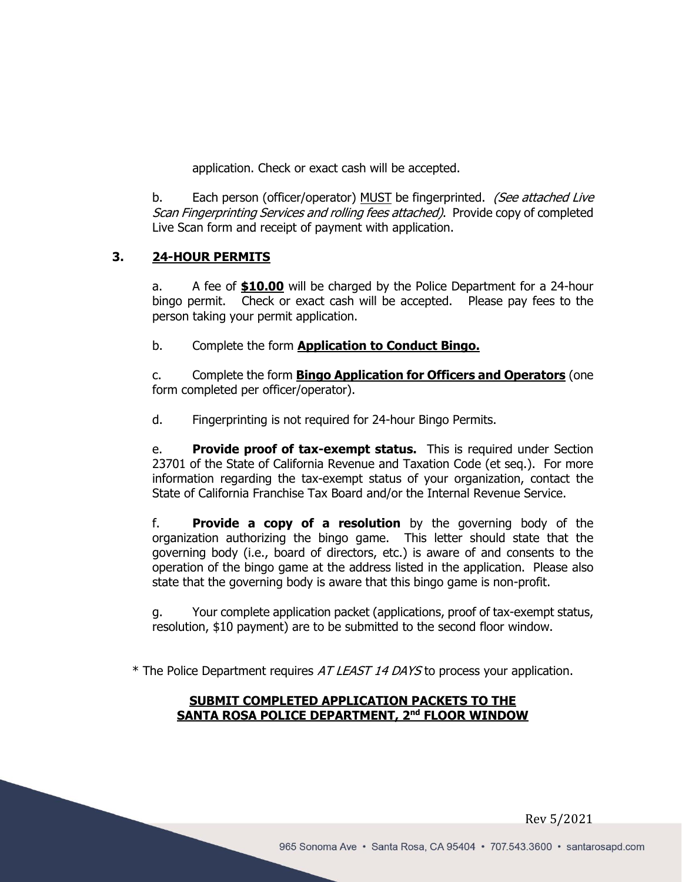application. Check or exact cash will be accepted.

b. Each person (officer/operator) MUST be fingerprinted. *(See attached Live Scan Fingerprinting Services and rolling fees attached)*. Provide copy of completed Live Scan form and receipt of payment with application.

## 3. 24-HOUR PERMITS

a. A fee of **$10.00** will be charged by the Police Department for a 24-hour bingo permit. Check or exact cash will be accepted. Please pay fees to the person taking your permit application.

b. Complete the form **Application to Conduct Bingo.**

c. Complete the form **Bingo Application for Officers and Operators** (one form completed per officer/operator).

d. Fingerprinting is not required for 24-hour Bingo Permits.

e. **Provide proof of tax-exempt status.** This is required under Section 23701 of the State of California Revenue and Taxation Code (et seq.). For more information regarding the tax-exempt status of your organization, contact the State of California Franchise Tax Board and/or the Internal Revenue Service.

f. **Provide a copy of a resolution** by the governing body of the organization authorizing the bingo game. This letter should state that the governing body (i.e., board of directors, etc.) is aware of and consents to the operation of the bingo game at the address listed in the application. Please also state that the governing body is aware that this bingo game is non-profit.

g. Your complete application packet (applications, proof of tax-exempt status, resolution, $10 payment) are to be submitted to the second floor window.

* The Police Department requires *AT LEAST 14 DAYS* to process your application.

**SUBMIT COMPLETED APPLICATION PACKETS TO THE SANTA ROSA POLICE DEPARTMENT, 2nd FLOOR WINDOW**

Rev 5/2021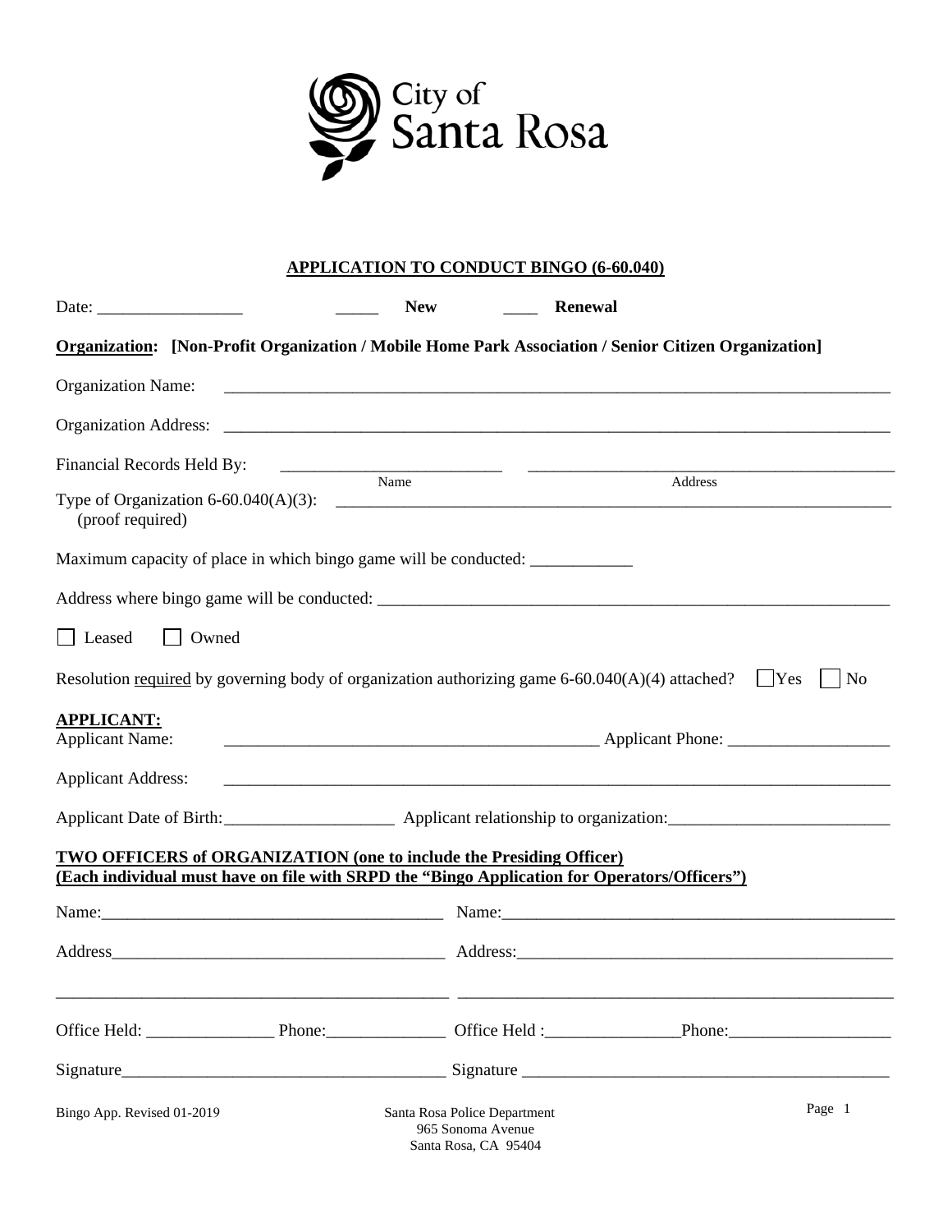City of Santa Rosa

# APPLICATION TO CONDUCT BINGO (6-60.040)

Date: _________________ _____ **New** ____ **Renewal**

**Organization: [Non-Profit Organization / Mobile Home Park Association / Senior Citizen Organization]**

Organization Name: ________________________________________________________________________________

Organization Address: ________________________________________________________________________________

Financial Records Held By: __________________________ ____________________________________________
Name Address

Type of Organization 6-60.040(A)(3): ____________________________________________________________________
(proof required)

Maximum capacity of place in which bingo game will be conducted: ____________

Address where bingo game will be conducted: ____________________________________________________________

☐ Leased ☐ Owned

Resolution required by governing body of organization authorizing game 6-60.040(A)(4) attached? ☐ Yes ☐ No

**APPLICANT:**

Applicant Name: ____________________________________________ Applicant Phone: ___________________

Applicant Address: ________________________________________________________________________________

Applicant Date of Birth: ___________________ Applicant relationship to organization: _________________________

**TWO OFFICERS of ORGANIZATION (one to include the Presiding Officer)**
**(Each individual must have on file with SRPD the "Bingo Application for Operators/Officers")**

Name: ________________________________________ Name: _______________________________________________

Address ______________________________________ Address: _____________________________________________

______________________________________________ ____________________________________________________

Office Held: _______________ Phone: ______________ Office Held : ________________ Phone: ___________________

Signature _____________________________________ Signature __________________________________________

Bingo App. Revised 01-2019

Santa Rosa Police Department
965 Sonoma Avenue
Santa Rosa, CA 95404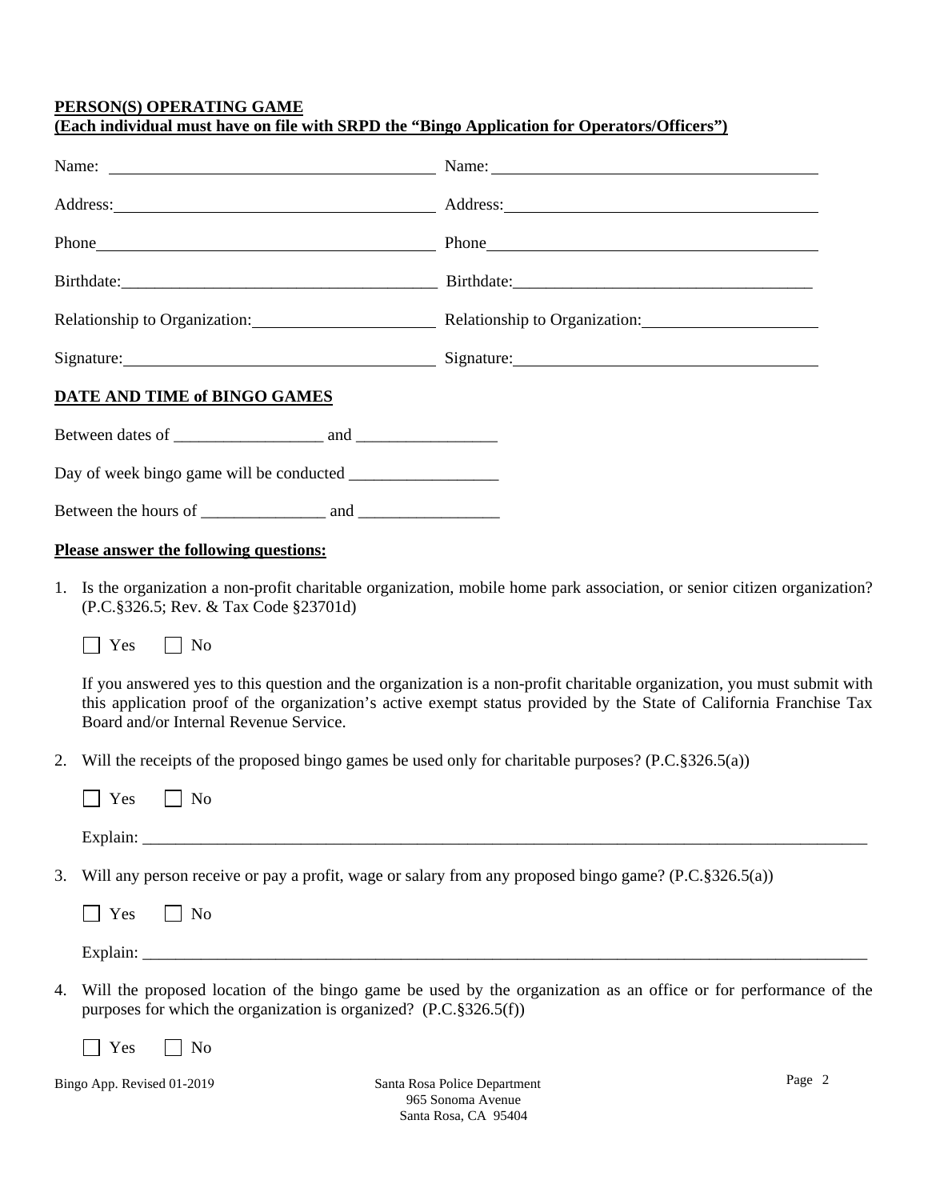**PERSON(S) OPERATING GAME**
**(Each individual must have on file with SRPD the "Bingo Application for Operators/Officers")**

| | |
|---|---|
| Name: ______________________ | Name: ______________________ |
| Address: ______________________ | Address: ______________________ |
| Phone ______________________ | Phone ______________________ |
| Birthdate: ______________________ | Birthdate: ______________________ |
| Relationship to Organization: ______________ | Relationship to Organization: ______________ |
| Signature: ______________________ | Signature: ______________________ |

**DATE AND TIME of BINGO GAMES**

Between dates of __________________ and _________________

Day of week bingo game will be conducted __________________

Between the hours of _______________ and _________________

**Please answer the following questions:**

1. Is the organization a non-profit charitable organization, mobile home park association, or senior citizen organization? (P.C.§326.5; Rev. & Tax Code §23701d)

   ☐ Yes ☐ No

   If you answered yes to this question and the organization is a non-profit charitable organization, you must submit with this application proof of the organization's active exempt status provided by the State of California Franchise Tax Board and/or Internal Revenue Service.

2. Will the receipts of the proposed bingo games be used only for charitable purposes? (P.C.§326.5(a))

   ☐ Yes ☐ No

   Explain: ______________________________________________________________________________

3. Will any person receive or pay a profit, wage or salary from any proposed bingo game? (P.C.§326.5(a))

   ☐ Yes ☐ No

   Explain: ______________________________________________________________________________

4. Will the proposed location of the bingo game be used by the organization as an office or for performance of the purposes for which the organization is organized? (P.C.§326.5(f))

   ☐ Yes ☐ No

Bingo App. Revised 01-2019

Santa Rosa Police Department
965 Sonoma Avenue
Santa Rosa, CA 95404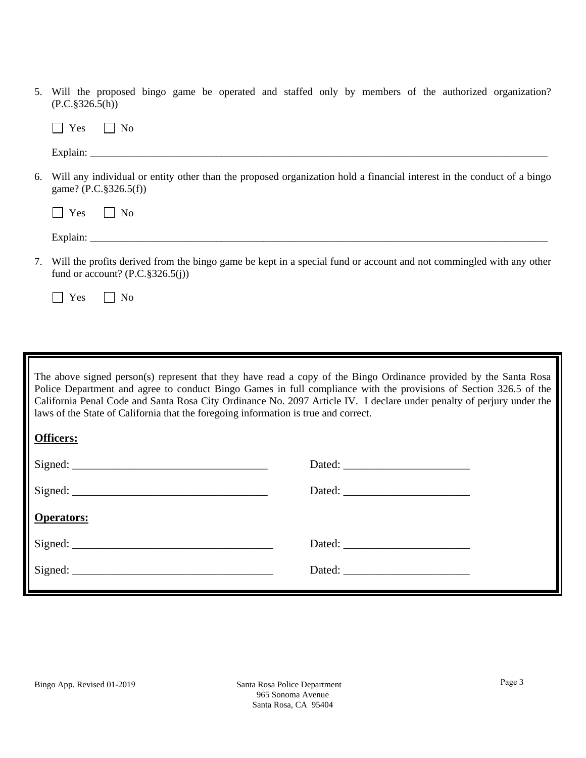5. Will the proposed bingo game be operated and staffed only by members of the authorized organization? (P.C.§326.5(h))

   ☐ Yes ☐ No

   Explain: ___________________________________________________________________________________________

6. Will any individual or entity other than the proposed organization hold a financial interest in the conduct of a bingo game? (P.C.§326.5(f))

   ☐ Yes ☐ No

   Explain: ___________________________________________________________________________________________

7. Will the profits derived from the bingo game be kept in a special fund or account and not commingled with any other fund or account? (P.C.§326.5(j))

   ☐ Yes ☐ No

The above signed person(s) represent that they have read a copy of the Bingo Ordinance provided by the Santa Rosa Police Department and agree to conduct Bingo Games in full compliance with the provisions of Section 326.5 of the California Penal Code and Santa Rosa City Ordinance No. 2097 Article IV. I declare under penalty of perjury under the laws of the State of California that the foregoing information is true and correct.

**Officers:**

Signed: ___________________________________ Dated: ______________________

Signed: ___________________________________ Dated: ______________________

**Operators:**

Signed: ___________________________________ Dated: ______________________

Signed: ___________________________________ Dated: ______________________

Bingo App. Revised 01-2019

Santa Rosa Police Department
965 Sonoma Avenue
Santa Rosa, CA 95404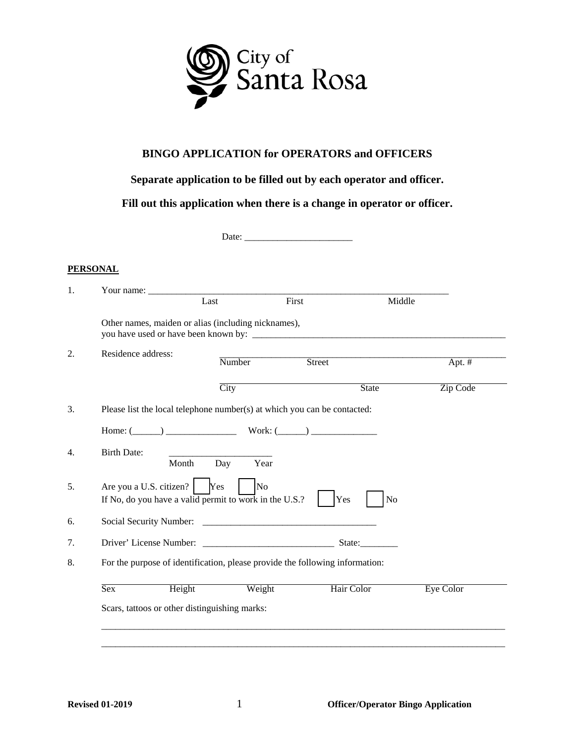City of Santa Rosa

**BINGO APPLICATION for OPERATORS and OFFICERS**

**Separate application to be filled out by each operator and officer.**

**Fill out this application when there is a change in operator or officer.**

Date: _______________________

**PERSONAL**

1. Your name: ____________________________________________________________________
   Last First Middle

   Other names, maiden or alias (including nicknames),
   you have used or have been known by: _______________________________________________________

2. Residence address: _______________________________________________________________
   Number Street Apt. #

   _______________________________________________________________
   City State Zip Code

3. Please list the local telephone number(s) at which you can be contacted:

   Home: (______) _______________ Work: (______) ______________

4. Birth Date: ______________________
   Month Day Year

5. Are you a U.S. citizen? ☐ Yes ☐ No
   If No, do you have a valid permit to work in the U.S.? ☐ Yes ☐ No

6. Social Security Number: _____________________________________

7. Driver' License Number: ____________________________ State:________

8. For the purpose of identification, please provide the following information:

   _______________________________________________________________
   Sex Height Weight Hair Color Eye Color

   Scars, tattoos or other distinguishing marks:

   _______________________________________________________________________________________

   _______________________________________________________________________________________

**Revised 01-2019** **Officer/Operator Bingo Application**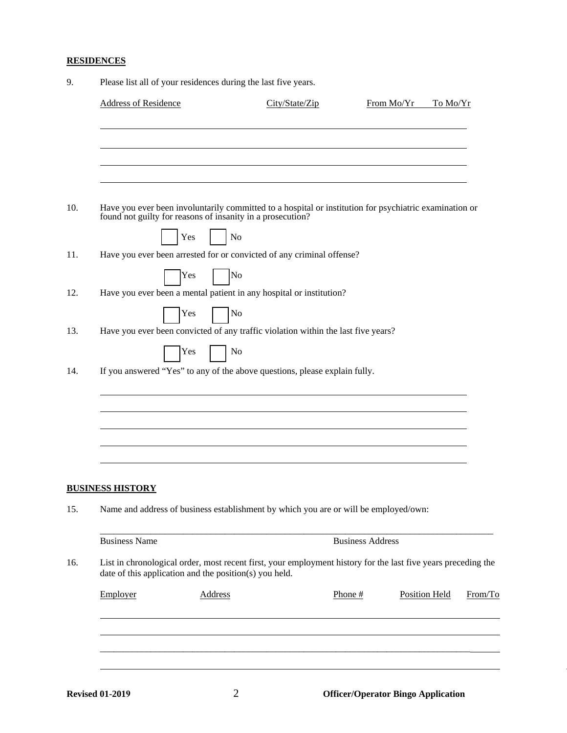**RESIDENCES**

9. Please list all of your residences during the last five years.

| Address of Residence | City/State/Zip | From Mo/Yr | To Mo/Yr |
|---|---|---|---|
| | | | |
| | | | |
| | | | |
| | | | |

10. Have you ever been involuntarily committed to a hospital or institution for psychiatric examination or found not guilty for reasons of insanity in a prosecution?

☐ Yes ☐ No

11. Have you ever been arrested for or convicted of any criminal offense?

☐ Yes ☐ No

12. Have you ever been a mental patient in any hospital or institution?

☐ Yes ☐ No

13. Have you ever been convicted of any traffic violation within the last five years?

☐ Yes ☐ No

14. If you answered "Yes" to any of the above questions, please explain fully.

______________________________________________________________________________

______________________________________________________________________________

______________________________________________________________________________

______________________________________________________________________________

______________________________________________________________________________

**BUSINESS HISTORY**

15. Name and address of business establishment by which you are or will be employed/own:

______________________________________________________________________________

Business Name Business Address

16. List in chronological order, most recent first, your employment history for the last five years preceding the date of this application and the position(s) you held.

| Employer | Address | Phone # | Position Held | From/To |
|---|---|---|---|---|
| | | | | |
| | | | | |
| | | | | |
| | | | | |

Revised 01-2019 Officer/Operator Bingo Application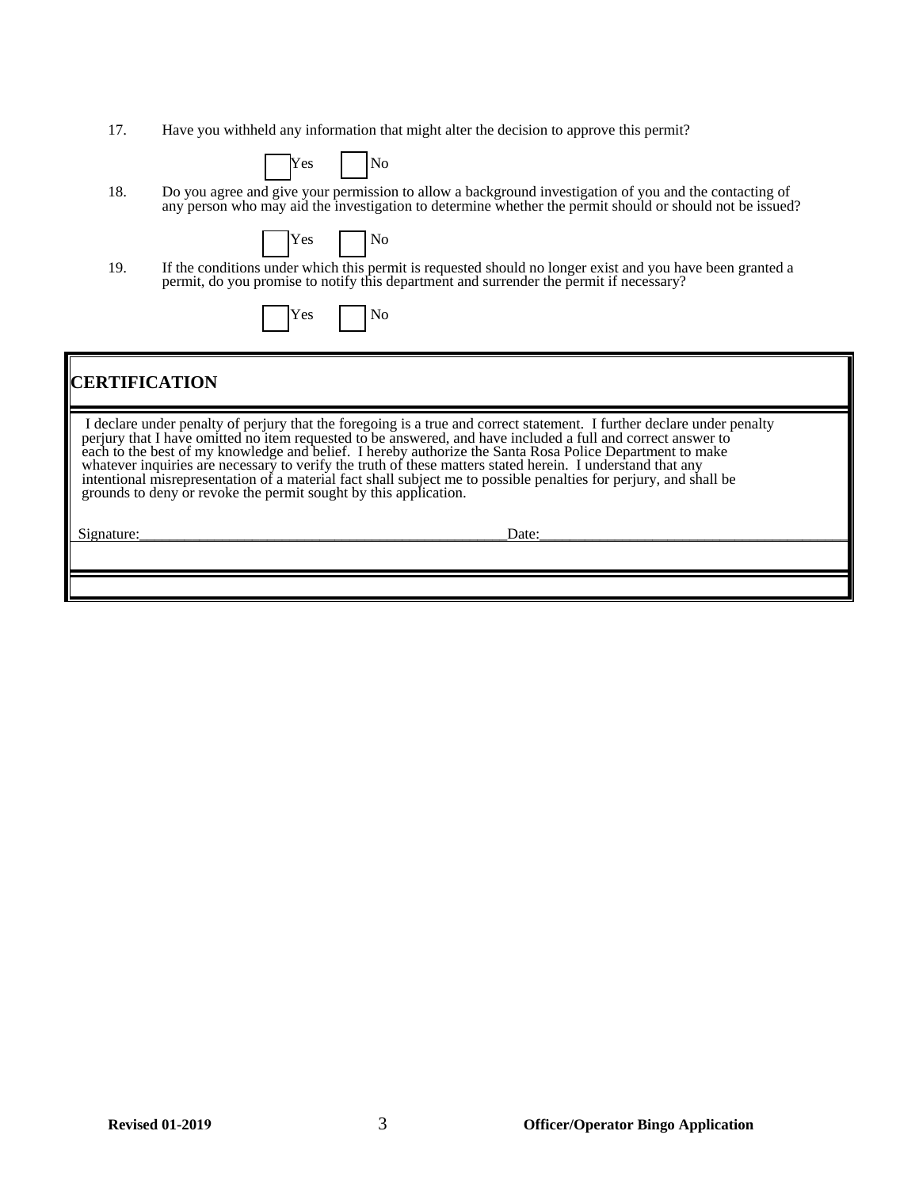17. Have you withheld any information that might alter the decision to approve this permit?

☐ Yes ☐ No

18. Do you agree and give your permission to allow a background investigation of you and the contacting of any person who may aid the investigation to determine whether the permit should or should not be issued?

☐ Yes ☐ No

19. If the conditions under which this permit is requested should no longer exist and you have been granted a permit, do you promise to notify this department and surrender the permit if necessary?

☐ Yes ☐ No

## CERTIFICATION

I declare under penalty of perjury that the foregoing is a true and correct statement. I further declare under penalty perjury that I have omitted no item requested to be answered, and have included a full and correct answer to each to the best of my knowledge and belief. I hereby authorize the Santa Rosa Police Department to make whatever inquiries are necessary to verify the truth of these matters stated herein. I understand that any intentional misrepresentation of a material fact shall subject me to possible penalties for perjury, and shall be grounds to deny or revoke the permit sought by this application.

Signature:_______________________________________________ Date:_______________________________________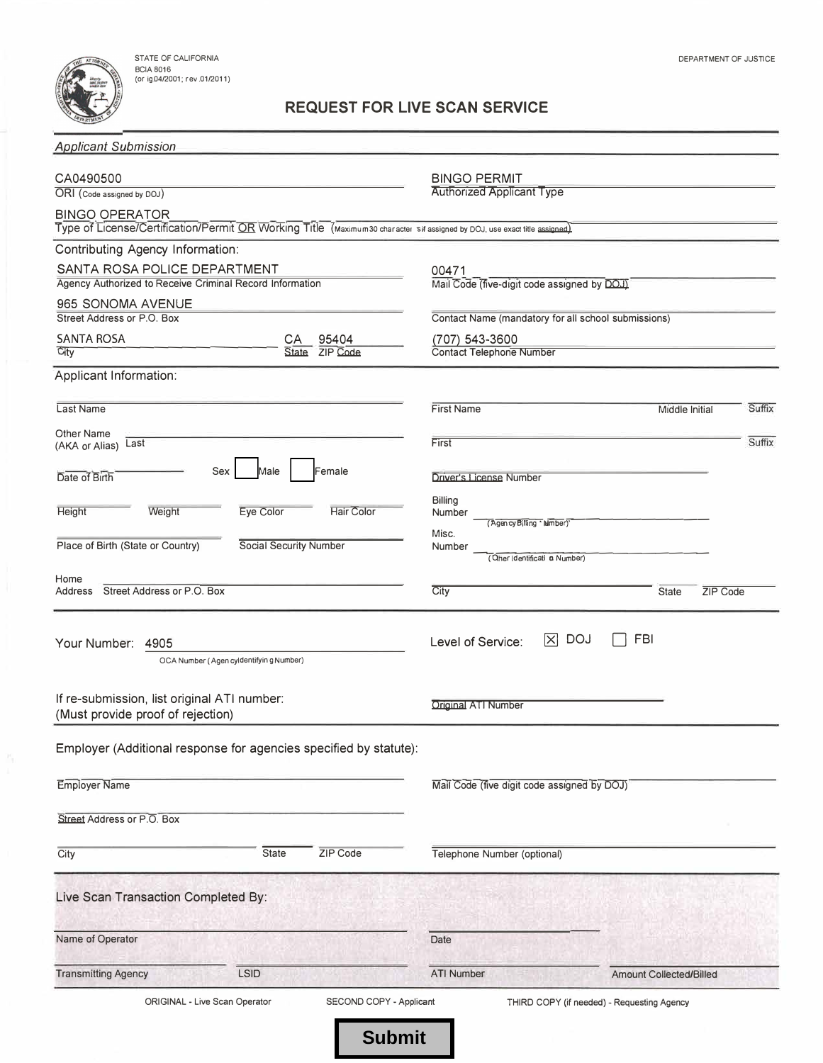STATE OF CALIFORNIA
BCIA 8016
(orig 04/2001; rev 01/2011)

DEPARTMENT OF JUSTICE

# REQUEST FOR LIVE SCAN SERVICE

*Applicant Submission*

CA0490500
ORI (Code assigned by DOJ)

BINGO PERMIT
Authorized Applicant Type

BINGO OPERATOR
Type of License/Certification/Permit OR Working Title (Maximum 30 characters - if assigned by DOJ, use exact title assigned)

Contributing Agency Information:

SANTA ROSA POLICE DEPARTMENT
Agency Authorized to Receive Criminal Record Information

00471
Mail Code (five-digit code assigned by DOJ)

965 SONOMA AVENUE
Street Address or P.O. Box

Contact Name (mandatory for all school submissions)

SANTA ROSA CA 95404
City State ZIP Code

(707) 543-3600
Contact Telephone Number

Applicant Information:

Last Name

First Name Middle Initial Suffix

Other Name (AKA or Alias) Last

First Suffix

Date of Birth

Sex ☐ Male ☐ Female

Driver's License Number

Height Weight Eye Color Hair Color

Billing Number (Agency Billing Number)

Place of Birth (State or Country) Social Security Number

Misc. Number (Other Identification Number)

Home Address Street Address or P.O. Box

City State ZIP Code

Your Number: 4905
OCA Number (Agency Identifying Number)

Level of Service: ☒ DOJ ☐ FBI

If re-submission, list original ATI number:
(Must provide proof of rejection)

Original ATI Number

Employer (Additional response for agencies specified by statute):

Employer Name

Mail Code (five digit code assigned by DOJ)

Street Address or P.O. Box

City State ZIP Code

Telephone Number (optional)

Live Scan Transaction Completed By:

Name of Operator

Date

Transmitting Agency

LSID

ATI Number

Amount Collected/Billed

ORIGINAL - Live Scan Operator SECOND COPY - Applicant THIRD COPY (if needed) - Requesting Agency

Submit